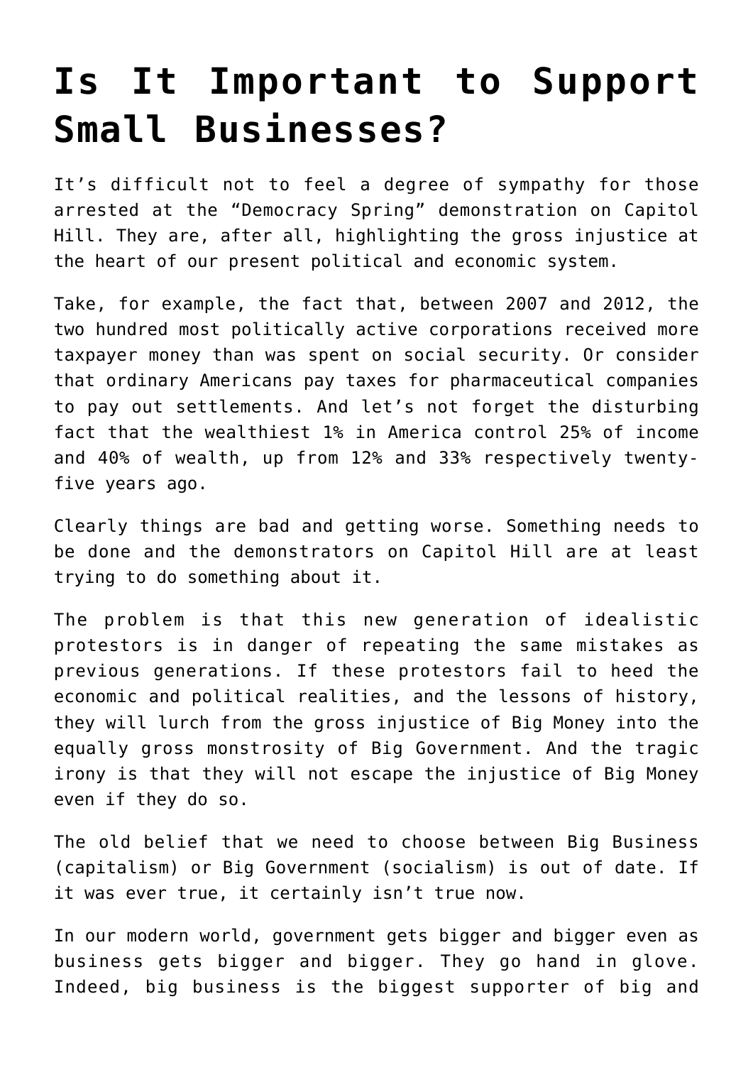# Is It Important to Support Small Businesses?

It's difficult not to feel a degree of sympathy for those arrested at the "Democracy Spring" demonstration on Capitol Hill. They are, after all, highlighting the gross injustice at the heart of our present political and economic system.

Take, for example, the fact that, between 2007 and 2012, the two hundred most politically active corporations received more taxpayer money than was spent on social security. Or consider that ordinary Americans pay taxes for pharmaceutical companies to pay out settlements. And let's not forget the disturbing fact that the wealthiest 1% in America control 25% of income and 40% of wealth, up from 12% and 33% respectively twenty-five years ago.

Clearly things are bad and getting worse. Something needs to be done and the demonstrators on Capitol Hill are at least trying to do something about it.

The problem is that this new generation of idealistic protestors is in danger of repeating the same mistakes as previous generations. If these protestors fail to heed the economic and political realities, and the lessons of history, they will lurch from the gross injustice of Big Money into the equally gross monstrosity of Big Government. And the tragic irony is that they will not escape the injustice of Big Money even if they do so.

The old belief that we need to choose between Big Business (capitalism) or Big Government (socialism) is out of date. If it was ever true, it certainly isn't true now.

In our modern world, government gets bigger and bigger even as business gets bigger and bigger. They go hand in glove. Indeed, big business is the biggest supporter of big and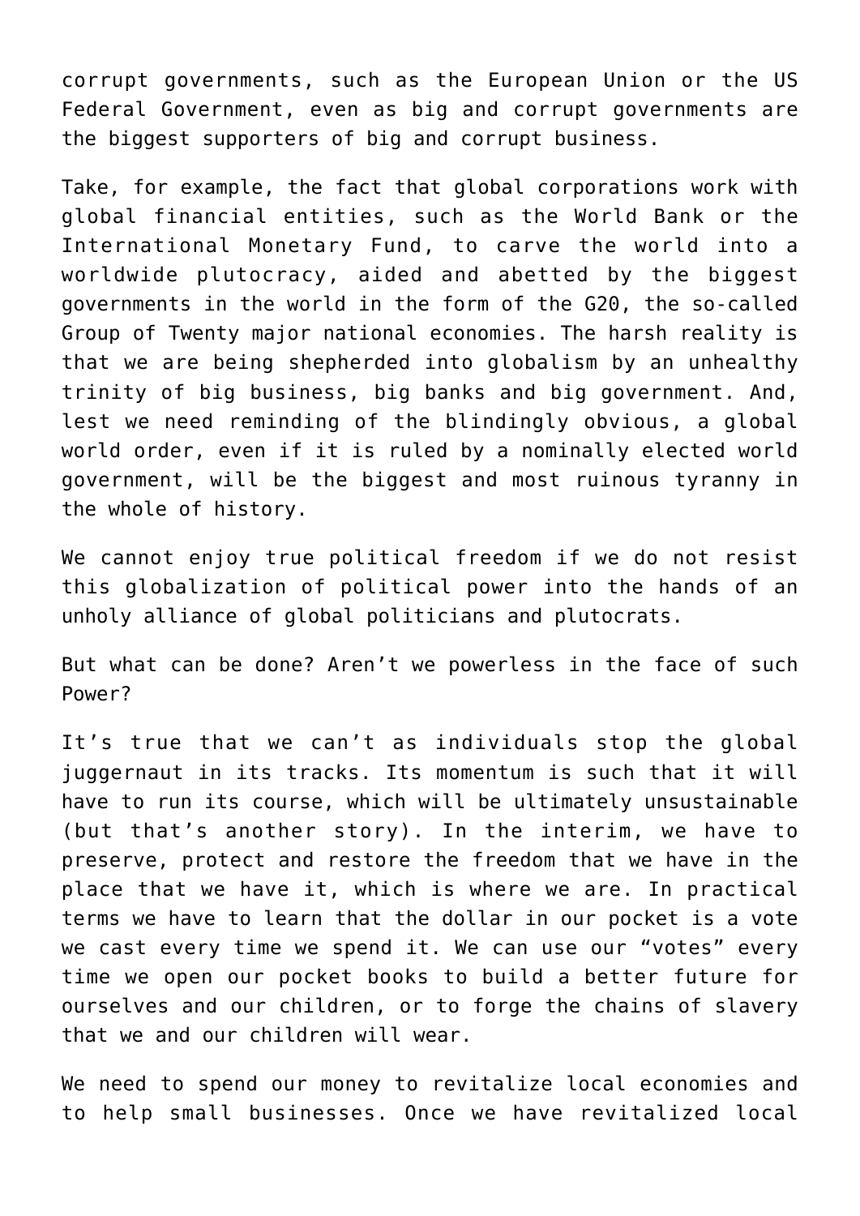corrupt governments, such as the European Union or the US Federal Government, even as big and corrupt governments are the biggest supporters of big and corrupt business.

Take, for example, the fact that global corporations work with global financial entities, such as the World Bank or the International Monetary Fund, to carve the world into a worldwide plutocracy, aided and abetted by the biggest governments in the world in the form of the G20, the so-called Group of Twenty major national economies. The harsh reality is that we are being shepherded into globalism by an unhealthy trinity of big business, big banks and big government. And, lest we need reminding of the blindingly obvious, a global world order, even if it is ruled by a nominally elected world government, will be the biggest and most ruinous tyranny in the whole of history.

We cannot enjoy true political freedom if we do not resist this globalization of political power into the hands of an unholy alliance of global politicians and plutocrats.

But what can be done? Aren't we powerless in the face of such Power?

It's true that we can't as individuals stop the global juggernaut in its tracks. Its momentum is such that it will have to run its course, which will be ultimately unsustainable (but that's another story). In the interim, we have to preserve, protect and restore the freedom that we have in the place that we have it, which is where we are. In practical terms we have to learn that the dollar in our pocket is a vote we cast every time we spend it. We can use our "votes" every time we open our pocket books to build a better future for ourselves and our children, or to forge the chains of slavery that we and our children will wear.

We need to spend our money to revitalize local economies and to help small businesses. Once we have revitalized local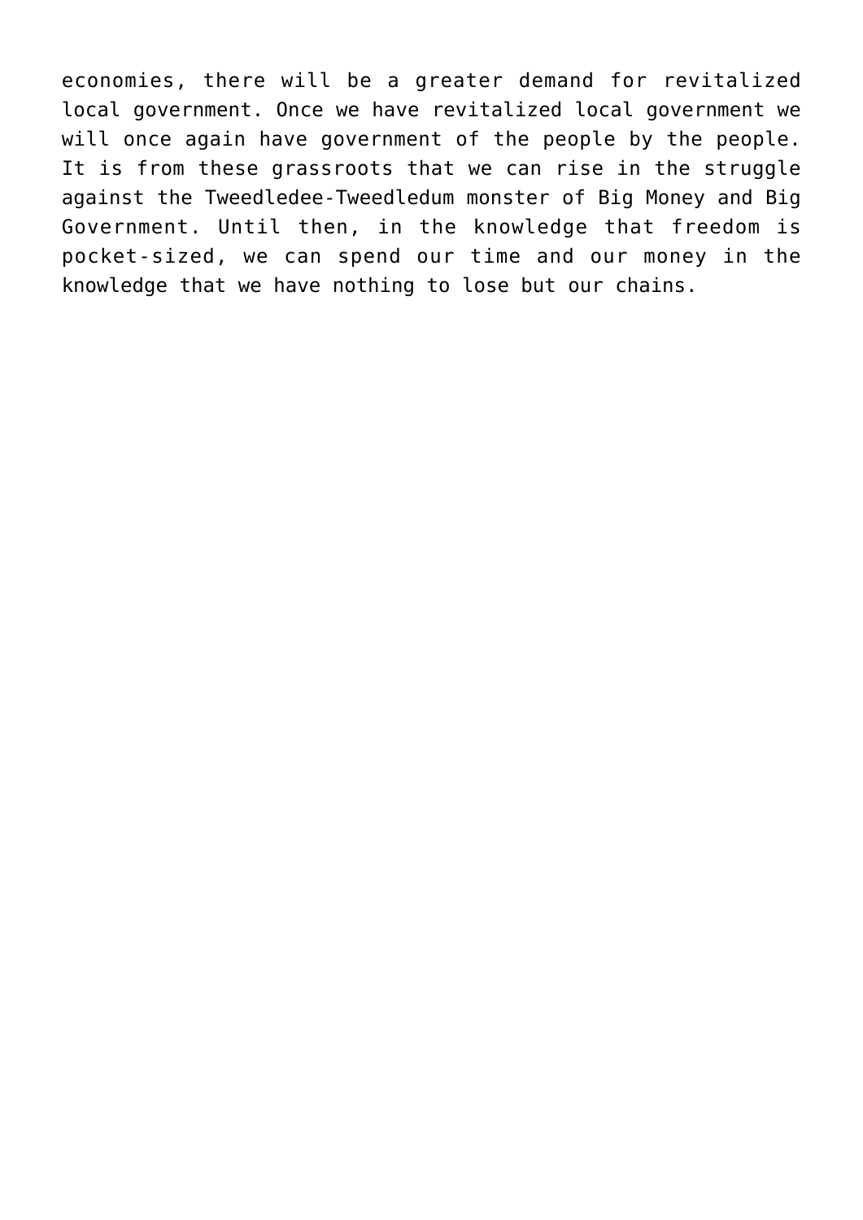economies, there will be a greater demand for revitalized local government. Once we have revitalized local government we will once again have government of the people by the people. It is from these grassroots that we can rise in the struggle against the Tweedledee-Tweedledum monster of Big Money and Big Government. Until then, in the knowledge that freedom is pocket-sized, we can spend our time and our money in the knowledge that we have nothing to lose but our chains.